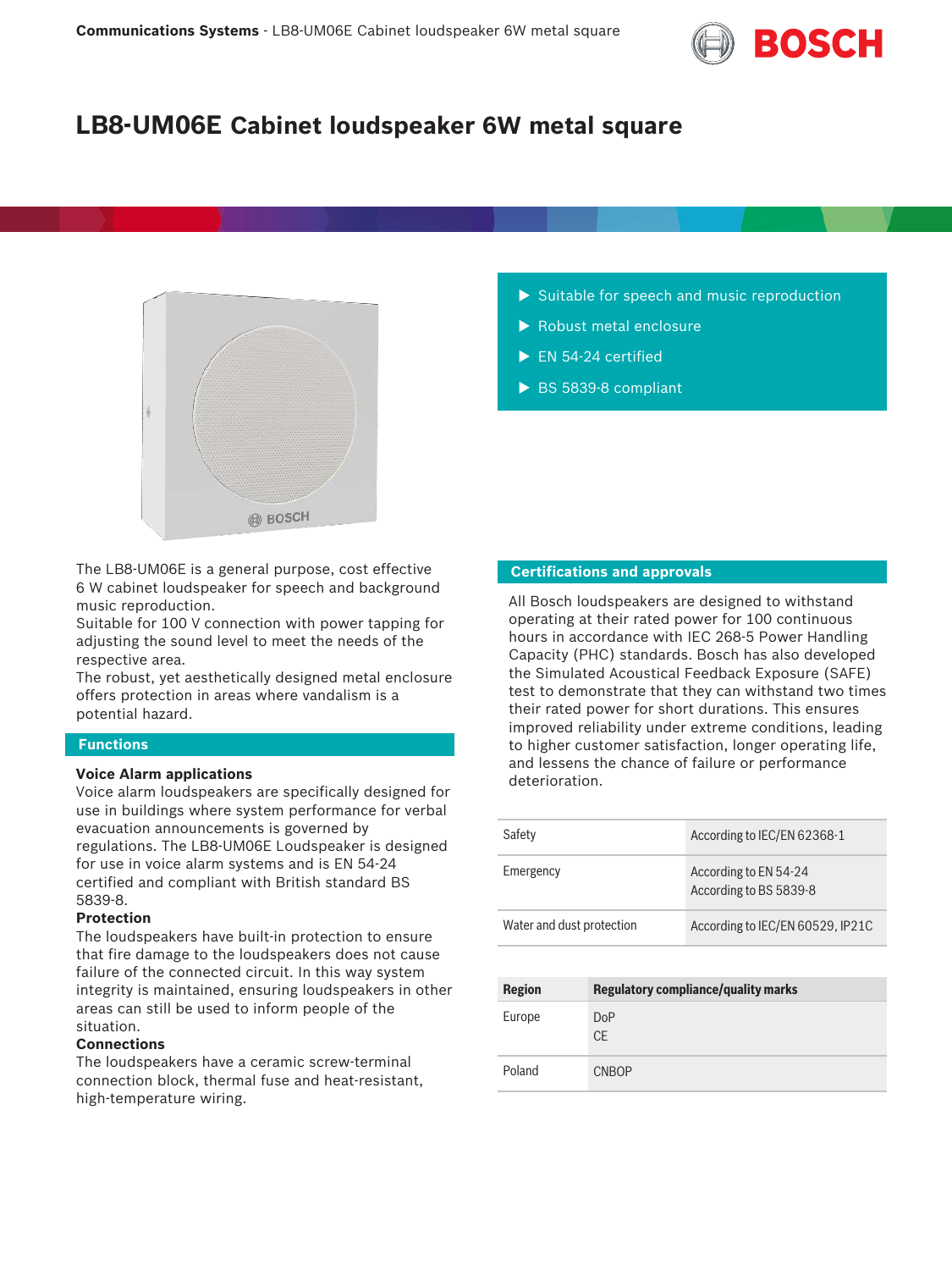# LB8-UM06E Cabinet loudspeaker 6W metal square

- Suitable for speech and music reproduction
- Robust metal enclosure
- EN 54-24 certified
- BS 5839-8 compliant

The LB8-UM06E is a general purpose, cost effective 6 W cabinet loudspeaker for speech and background music reproduction.
Suitable for 100 V connection with power tapping for adjusting the sound level to meet the needs of the respective area.
The robust, yet aesthetically designed metal enclosure offers protection in areas where vandalism is a potential hazard.

## Functions

**Voice Alarm applications**
Voice alarm loudspeakers are specifically designed for use in buildings where system performance for verbal evacuation announcements is governed by regulations. The LB8-UM06E Loudspeaker is designed for use in voice alarm systems and is EN 54-24 certified and compliant with British standard BS 5839-8.

**Protection**
The loudspeakers have built-in protection to ensure that fire damage to the loudspeakers does not cause failure of the connected circuit. In this way system integrity is maintained, ensuring loudspeakers in other areas can still be used to inform people of the situation.

**Connections**
The loudspeakers have a ceramic screw-terminal connection block, thermal fuse and heat-resistant, high-temperature wiring.

## Certifications and approvals

All Bosch loudspeakers are designed to withstand operating at their rated power for 100 continuous hours in accordance with IEC 268-5 Power Handling Capacity (PHC) standards. Bosch has also developed the Simulated Acoustical Feedback Exposure (SAFE) test to demonstrate that they can withstand two times their rated power for short durations. This ensures improved reliability under extreme conditions, leading to higher customer satisfaction, longer operating life, and lessens the chance of failure or performance deterioration.

| | |
|---|---|
| Safety | According to IEC/EN 62368-1 |
| Emergency | According to EN 54-24<br>According to BS 5839-8 |
| Water and dust protection | According to IEC/EN 60529, IP21C |

| Region | Regulatory compliance/quality marks |
|---|---|
| Europe | DoP<br>CE |
| Poland | CNBOP |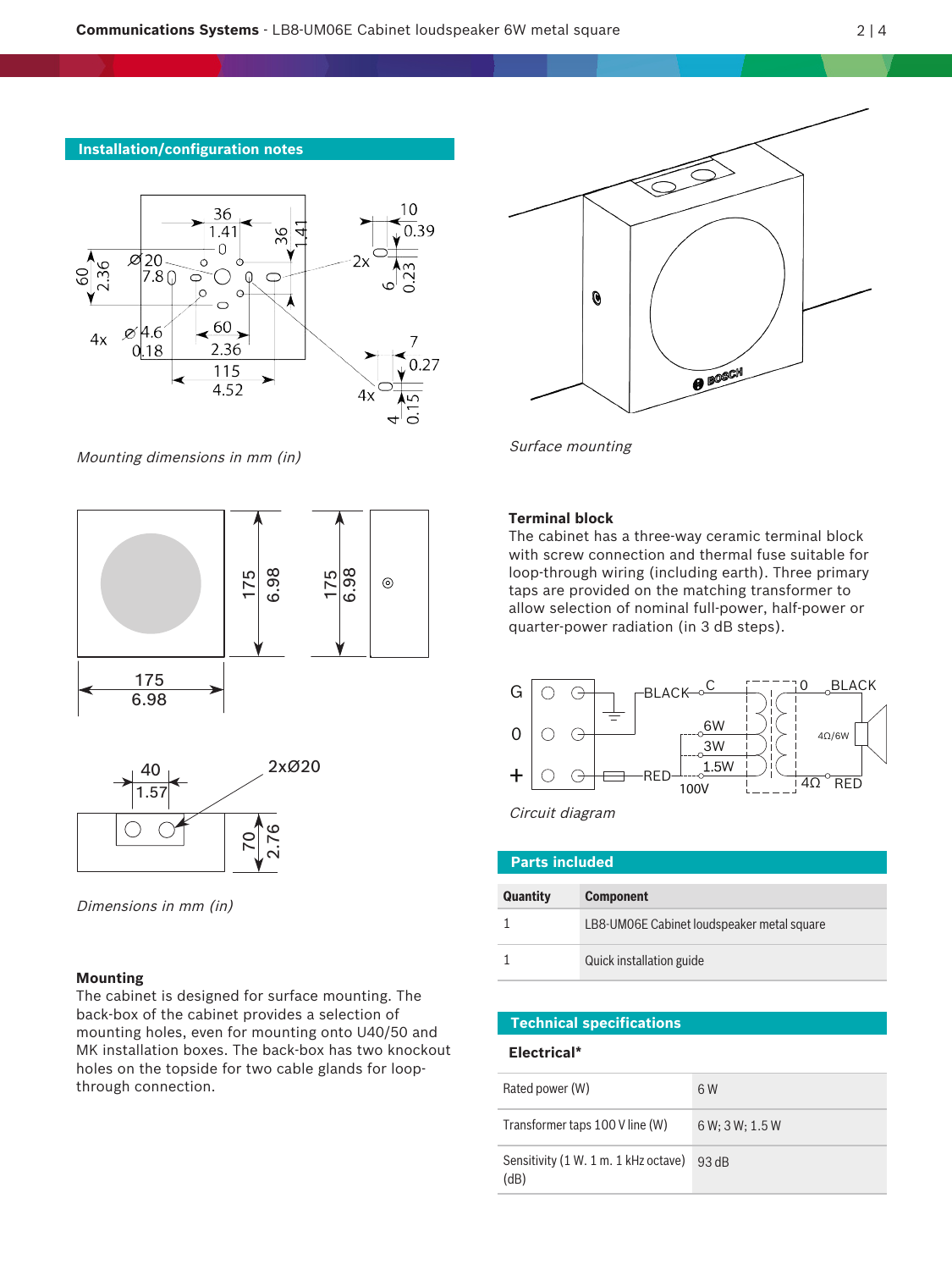## Installation/configuration notes

*Mounting dimensions in mm (in)*

*Surface mounting*

*Dimensions in mm (in)*

### Mounting

The cabinet is designed for surface mounting. The back-box of the cabinet provides a selection of mounting holes, even for mounting onto U40/50 and MK installation boxes. The back-box has two knockout holes on the topside for two cable glands for loop-through connection.

### Terminal block

The cabinet has a three-way ceramic terminal block with screw connection and thermal fuse suitable for loop-through wiring (including earth). Three primary taps are provided on the matching transformer to allow selection of nominal full-power, half-power or quarter-power radiation (in 3 dB steps).

*Circuit diagram*

## Parts included

| Quantity | Component |
| --- | --- |
| 1 | LB8-UM06E Cabinet loudspeaker metal square |
| 1 | Quick installation guide |

## Technical specifications

### Electrical*

| | |
| --- | --- |
| Rated power (W) | 6 W |
| Transformer taps 100 V line (W) | 6 W; 3 W; 1.5 W |
| Sensitivity (1 W. 1 m. 1 kHz octave) (dB) | 93 dB |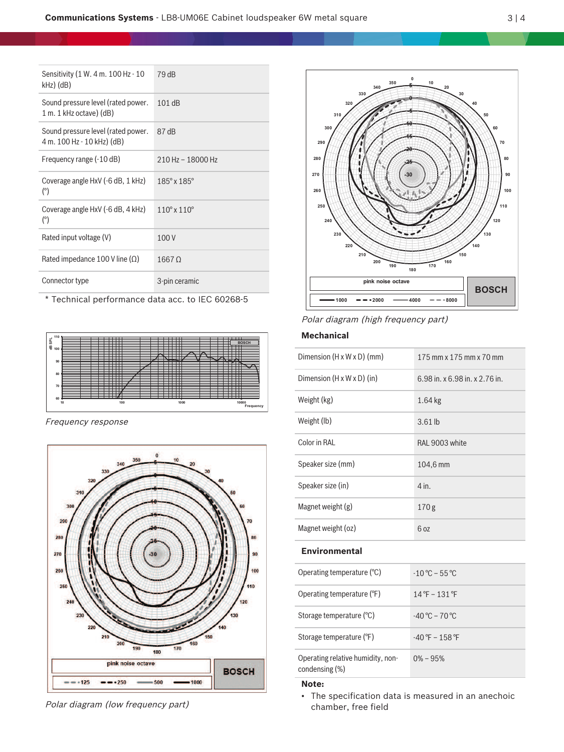| Sensitivity (1 W. 4 m. 100 Hz - 10 kHz) (dB) | 79 dB |
|---|---|
| Sound pressure level (rated power. 1 m. 1 kHz octave) (dB) | 101 dB |
| Sound pressure level (rated power. 4 m. 100 Hz - 10 kHz) (dB) | 87 dB |
| Frequency range (-10 dB) | 210 Hz – 18000 Hz |
| Coverage angle HxV (-6 dB, 1 kHz) (°) | 185° x 185° |
| Coverage angle HxV (-6 dB, 4 kHz) (°) | 110° x 110° |
| Rated input voltage (V) | 100 V |
| Rated impedance 100 V line (Ω) | 1667 Ω |
| Connector type | 3-pin ceramic |

* Technical performance data acc. to IEC 60268-5

*Frequency response*

*Polar diagram (low frequency part)*

*Polar diagram (high frequency part)*

### Mechanical

| Dimension (H x W x D) (mm) | 175 mm x 175 mm x 70 mm |
|---|---|
| Dimension (H x W x D) (in) | 6.98 in. x 6.98 in. x 2.76 in. |
| Weight (kg) | 1.64 kg |
| Weight (lb) | 3.61 lb |
| Color in RAL | RAL 9003 white |
| Speaker size (mm) | 104,6 mm |
| Speaker size (in) | 4 in. |
| Magnet weight (g) | 170 g |
| Magnet weight (oz) | 6 oz |

### Environmental

| Operating temperature (°C) | -10 °C – 55 °C |
|---|---|
| Operating temperature (°F) | 14 °F – 131 °F |
| Storage temperature (°C) | -40 °C – 70 °C |
| Storage temperature (°F) | -40 °F – 158 °F |
| Operating relative humidity, non-condensing (%) | 0% – 95% |

**Note:**

- The specification data is measured in an anechoic chamber, free field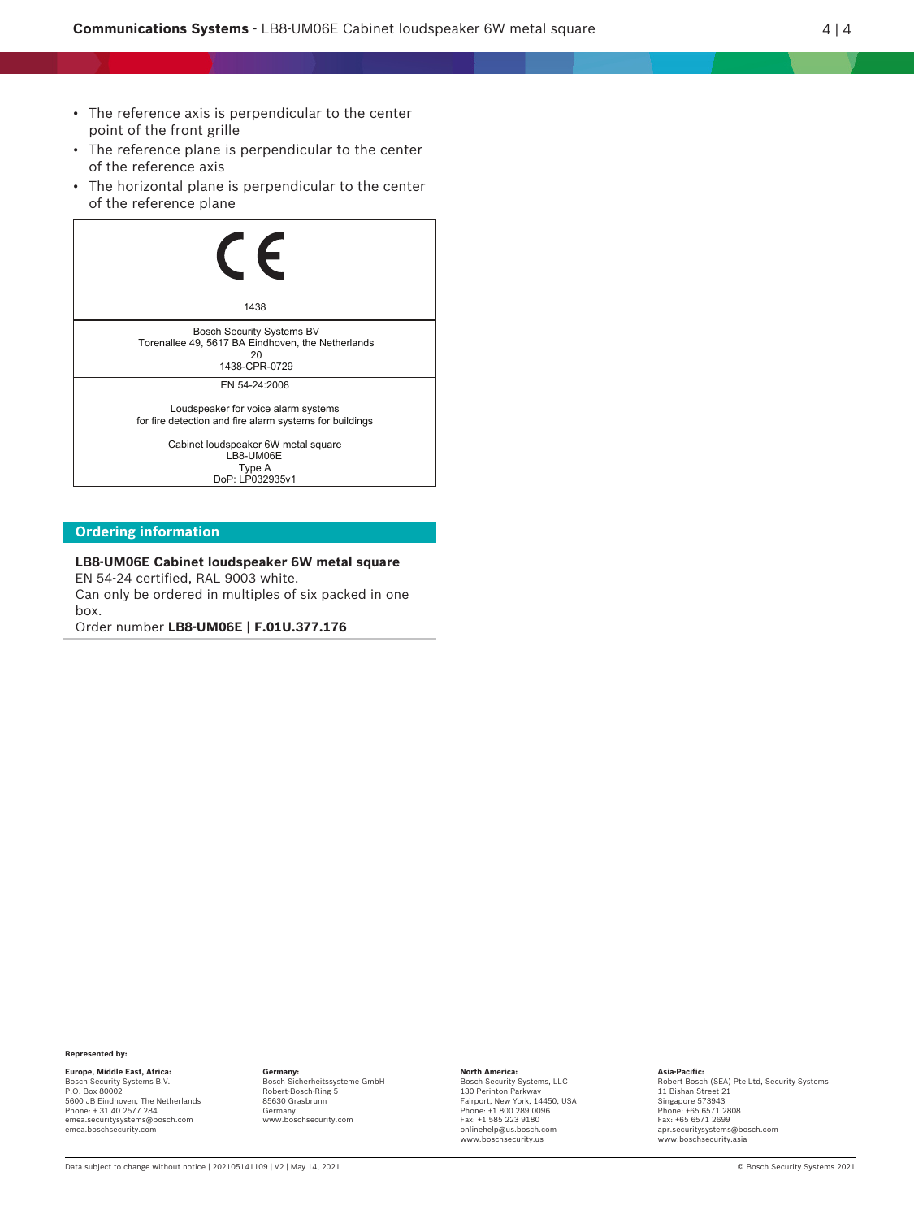- The reference axis is perpendicular to the center point of the front grille
- The reference plane is perpendicular to the center of the reference axis
- The horizontal plane is perpendicular to the center of the reference plane

| |
|---|
| CE<br><br>1438 |
| Bosch Security Systems BV<br>Torenallee 49, 5617 BA Eindhoven, the Netherlands<br>20<br>1438-CPR-0729 |
| EN 54-24:2008<br><br>Loudspeaker for voice alarm systems<br>for fire detection and fire alarm systems for buildings<br><br>Cabinet loudspeaker 6W metal square<br>LB8-UM06E<br>Type A<br>DoP: LP032935v1 |

## Ordering information

**LB8-UM06E Cabinet loudspeaker 6W metal square**
EN 54-24 certified, RAL 9003 white.
Can only be ordered in multiples of six packed in one box.
Order number **LB8-UM06E | F.01U.377.176**

**Represented by:**

**Europe, Middle East, Africa:**
Bosch Security Systems B.V.
P.O. Box 80002
5600 JB Eindhoven, The Netherlands
Phone: + 31 40 2577 284
emea.securitysystems@bosch.com
emea.boschsecurity.com

**Germany:**
Bosch Sicherheitssysteme GmbH
Robert-Bosch-Ring 5
85630 Grasbrunn
Germany
www.boschsecurity.com

**North America:**
Bosch Security Systems, LLC
130 Perinton Parkway
Fairport, New York, 14450, USA
Phone: +1 800 289 0096
Fax: +1 585 223 9180
onlinehelp@us.bosch.com
www.boschsecurity.us

**Asia-Pacific:**
Robert Bosch (SEA) Pte Ltd, Security Systems
11 Bishan Street 21
Singapore 573943
Phone: +65 6571 2808
Fax: +65 6571 2699
apr.securitysystems@bosch.com
www.boschsecurity.asia

Data subject to change without notice | 202105141109 | V2 | May 14, 2021

© Bosch Security Systems 2021